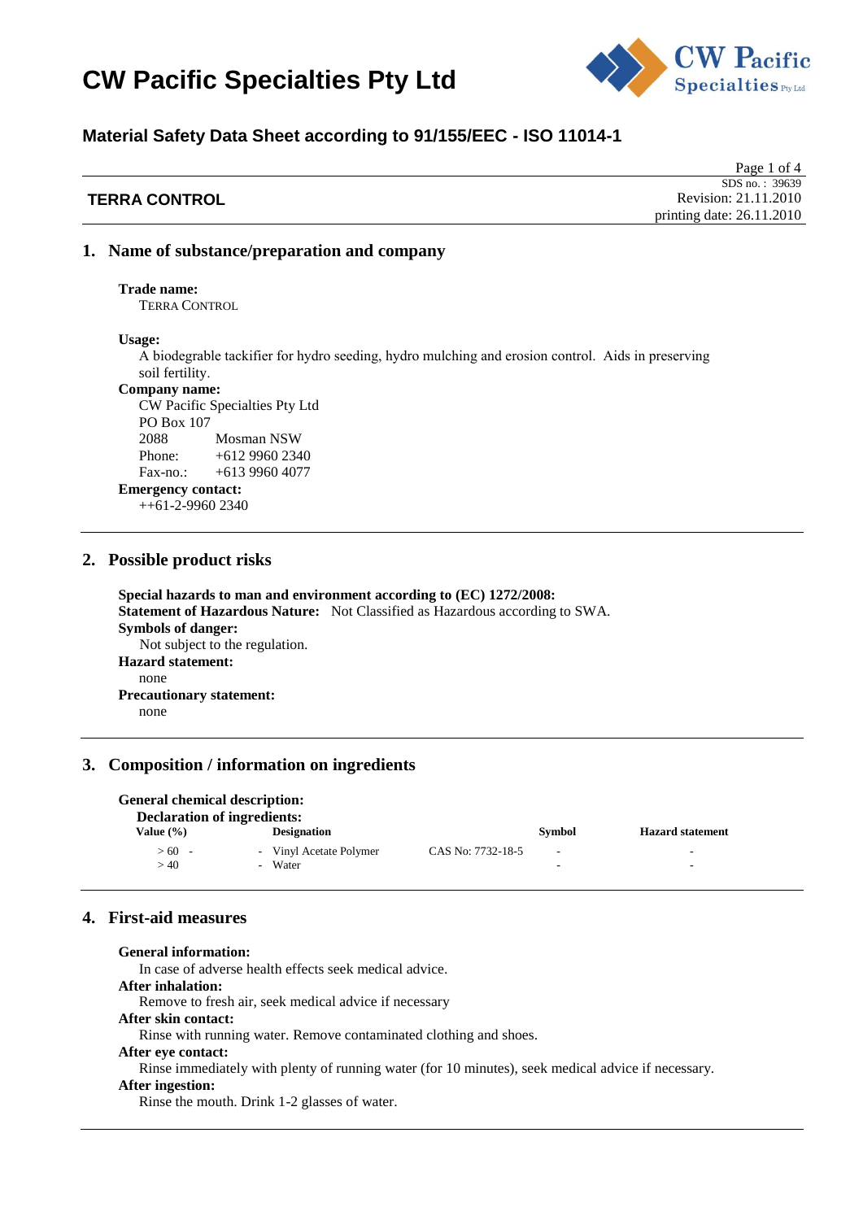# CW Pacific Specialties Pty Ltd

## Material Safety Data Sheet according to 91/155/EEC - ISO 11014-1

**TERRA CONTROL**

SDS no. : 39639
Revision: 21.11.2010
printing date: 26.11.2010

## 1. Name of substance/preparation and company

**Trade name:**
TERRA CONTROL

**Usage:**
A biodegrable tackifier for hydro seeding, hydro mulching and erosion control. Aids in preserving soil fertility.

**Company name:**
CW Pacific Specialties Pty Ltd
PO Box 107
2088 Mosman NSW
Phone: +612 9960 2340
Fax-no.: +613 9960 4077

**Emergency contact:**
++61-2-9960 2340

## 2. Possible product risks

**Special hazards to man and environment according to (EC) 1272/2008:**
**Statement of Hazardous Nature:** Not Classified as Hazardous according to SWA.
**Symbols of danger:**
Not subject to the regulation.
**Hazard statement:**
none
**Precautionary statement:**
none

## 3. Composition / information on ingredients

**General chemical description:**
**Declaration of ingredients:**

| Value (%) | Designation | | Symbol | Hazard statement |
|---|---|---|---|---|
| > 60 - | - Vinyl Acetate Polymer | CAS No: 7732-18-5 | - | - |
| > 40 | - Water | | - | - |

## 4. First-aid measures

**General information:**
In case of adverse health effects seek medical advice.
**After inhalation:**
Remove to fresh air, seek medical advice if necessary
**After skin contact:**
Rinse with running water. Remove contaminated clothing and shoes.
**After eye contact:**
Rinse immediately with plenty of running water (for 10 minutes), seek medical advice if necessary.
**After ingestion:**
Rinse the mouth. Drink 1-2 glasses of water.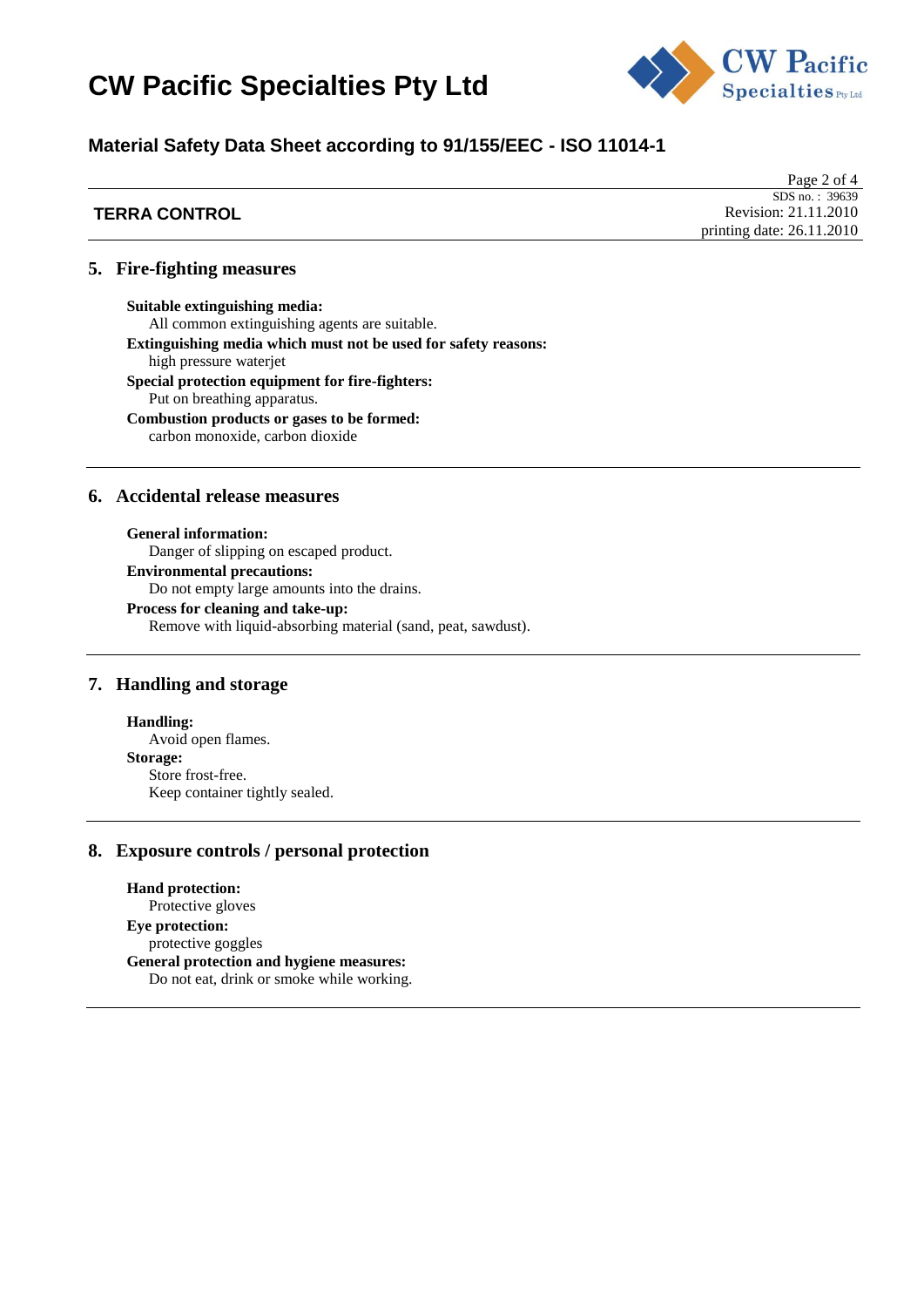## 5. Fire-fighting measures

**Suitable extinguishing media:**
All common extinguishing agents are suitable.

**Extinguishing media which must not be used for safety reasons:**
high pressure waterjet

**Special protection equipment for fire-fighters:**
Put on breathing apparatus.

**Combustion products or gases to be formed:**
carbon monoxide, carbon dioxide

## 6. Accidental release measures

**General information:**
Danger of slipping on escaped product.

**Environmental precautions:**
Do not empty large amounts into the drains.

**Process for cleaning and take-up:**
Remove with liquid-absorbing material (sand, peat, sawdust).

## 7. Handling and storage

**Handling:**
Avoid open flames.

**Storage:**
Store frost-free.
Keep container tightly sealed.

## 8. Exposure controls / personal protection

**Hand protection:**
Protective gloves

**Eye protection:**
protective goggles

**General protection and hygiene measures:**
Do not eat, drink or smoke while working.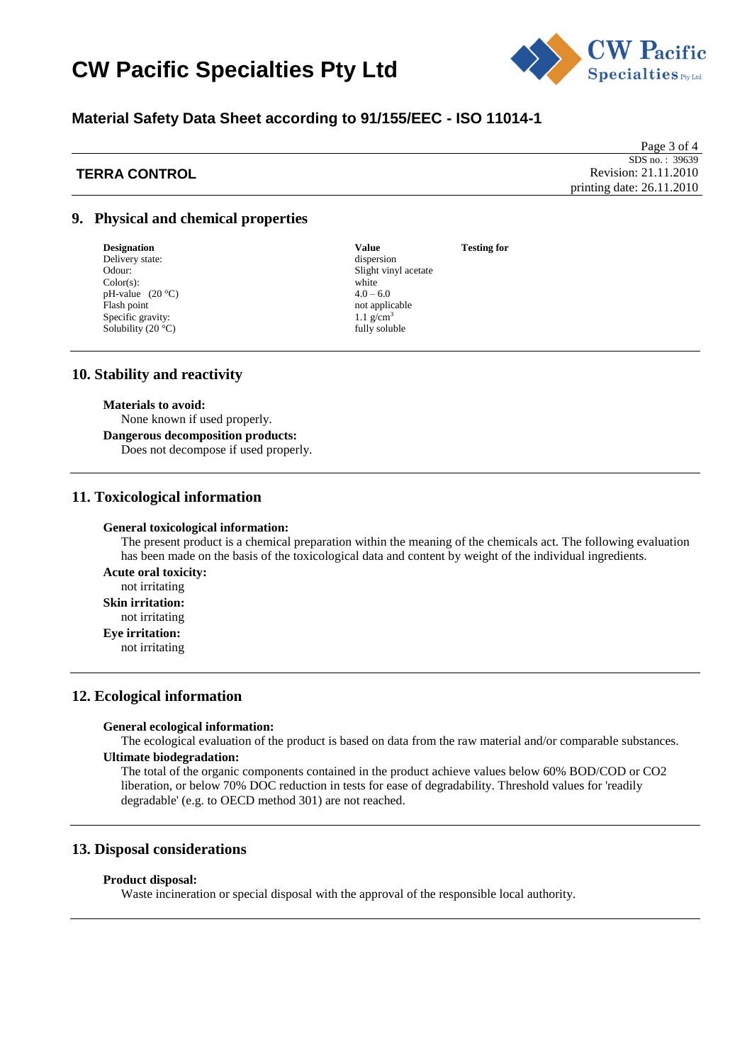## 9. Physical and chemical properties

| Designation | Value | Testing for |
|---|---|---|
| Delivery state: | dispersion | |
| Odour: | Slight vinyl acetate | |
| Color(s): | white | |
| pH-value (20 °C) | 4.0 – 6.0 | |
| Flash point | not applicable | |
| Specific gravity: | 1.1 g/cm$^3$ | |
| Solubility (20 °C) | fully soluble | |

## 10. Stability and reactivity

**Materials to avoid:**

None known if used properly.

**Dangerous decomposition products:**

Does not decompose if used properly.

## 11. Toxicological information

**General toxicological information:**

The present product is a chemical preparation within the meaning of the chemicals act. The following evaluation has been made on the basis of the toxicological data and content by weight of the individual ingredients.

**Acute oral toxicity:**

not irritating

**Skin irritation:**

not irritating

**Eye irritation:**

not irritating

## 12. Ecological information

**General ecological information:**

The ecological evaluation of the product is based on data from the raw material and/or comparable substances.

**Ultimate biodegradation:**

The total of the organic components contained in the product achieve values below 60% BOD/COD or CO2 liberation, or below 70% DOC reduction in tests for ease of degradability. Threshold values for 'readily degradable' (e.g. to OECD method 301) are not reached.

## 13. Disposal considerations

**Product disposal:**

Waste incineration or special disposal with the approval of the responsible local authority.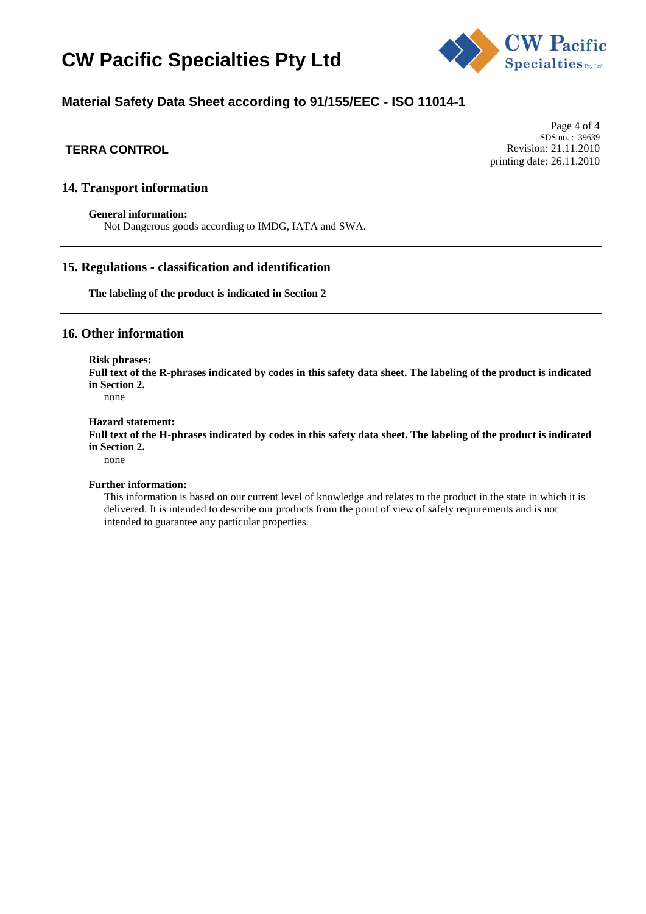## 14. Transport information

**General information:**

Not Dangerous goods according to IMDG, IATA and SWA.

## 15. Regulations - classification and identification

**The labeling of the product is indicated in Section 2**

## 16. Other information

**Risk phrases:**

**Full text of the R-phrases indicated by codes in this safety data sheet. The labeling of the product is indicated in Section 2.**

none

**Hazard statement:**

**Full text of the H-phrases indicated by codes in this safety data sheet. The labeling of the product is indicated in Section 2.**

none

**Further information:**

This information is based on our current level of knowledge and relates to the product in the state in which it is delivered. It is intended to describe our products from the point of view of safety requirements and is not intended to guarantee any particular properties.